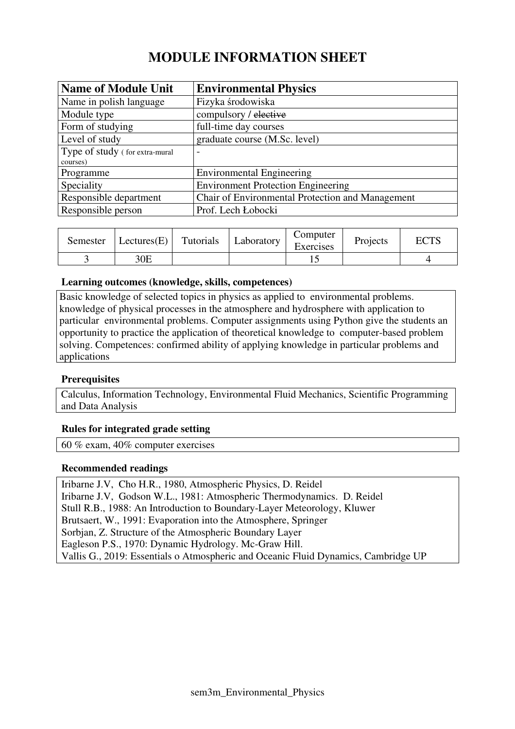# MODULE INFORMATION SHEET

| **Name of Module Unit** | **Environmental Physics** |
|---|---|
| Name in polish language | Fizyka środowiska |
| Module type | compulsory / ~~elective~~ |
| Form of studying | full-time day courses |
| Level of study | graduate course (M.Sc. level) |
| Type of study ( for extra-mural courses) | - |
| Programme | Environmental Engineering |
| Speciality | Environment Protection Engineering |
| Responsible department | Chair of Environmental Protection and Management |
| Responsible person | Prof. Lech Łobocki |

| Semester | Lectures(E) | Tutorials | Laboratory | Computer Exercises | Projects | ECTS |
|---|---|---|---|---|---|---|
| 3 | 30E | | | 15 | | 4 |

### Learning outcomes (knowledge, skills, competences)

Basic knowledge of selected topics in physics as applied to environmental problems. knowledge of physical processes in the atmosphere and hydrosphere with application to particular environmental problems. Computer assignments using Python give the students an opportunity to practice the application of theoretical knowledge to computer-based problem solving. Competences: confirmed ability of applying knowledge in particular problems and applications

### Prerequisites

Calculus, Information Technology, Environmental Fluid Mechanics, Scientific Programming and Data Analysis

### Rules for integrated grade setting

60 % exam, 40% computer exercises

### Recommended readings

Iribarne J.V, Cho H.R., 1980, Atmospheric Physics, D. Reidel
Iribarne J.V, Godson W.L., 1981: Atmospheric Thermodynamics. D. Reidel
Stull R.B., 1988: An Introduction to Boundary-Layer Meteorology, Kluwer
Brutsaert, W., 1991: Evaporation into the Atmosphere, Springer
Sorbjan, Z. Structure of the Atmospheric Boundary Layer
Eagleson P.S., 1970: Dynamic Hydrology. Mc-Graw Hill.
Vallis G., 2019: Essentials o Atmospheric and Oceanic Fluid Dynamics, Cambridge UP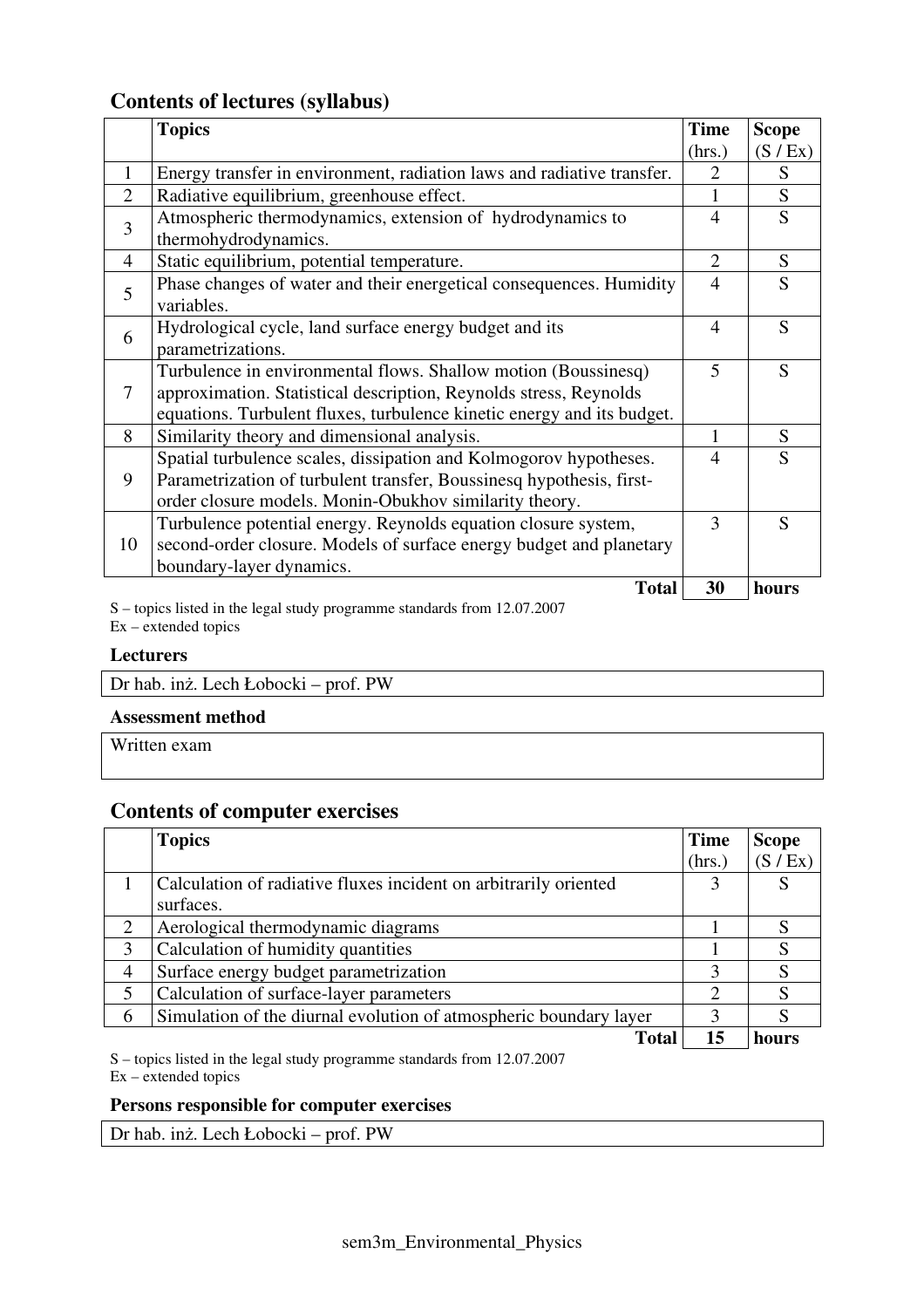## Contents of lectures (syllabus)

| | Topics | Time (hrs.) | Scope (S / Ex) |
|---|---|---|---|
| 1 | Energy transfer in environment, radiation laws and radiative transfer. | 2 | S |
| 2 | Radiative equilibrium, greenhouse effect. | 1 | S |
| 3 | Atmospheric thermodynamics, extension of hydrodynamics to thermohydrodynamics. | 4 | S |
| 4 | Static equilibrium, potential temperature. | 2 | S |
| 5 | Phase changes of water and their energetical consequences. Humidity variables. | 4 | S |
| 6 | Hydrological cycle, land surface energy budget and its parametrizations. | 4 | S |
| 7 | Turbulence in environmental flows. Shallow motion (Boussinesq) approximation. Statistical description, Reynolds stress, Reynolds equations. Turbulent fluxes, turbulence kinetic energy and its budget. | 5 | S |
| 8 | Similarity theory and dimensional analysis. | 1 | S |
| 9 | Spatial turbulence scales, dissipation and Kolmogorov hypotheses. Parametrization of turbulent transfer, Boussinesq hypothesis, first-order closure models. Monin-Obukhov similarity theory. | 4 | S |
| 10 | Turbulence potential energy. Reynolds equation closure system, second-order closure. Models of surface energy budget and planetary boundary-layer dynamics. | 3 | S |
| | **Total** | **30** | **hours** |

S – topics listed in the legal study programme standards from 12.07.2007
Ex – extended topics

### Lecturers

Dr hab. inż. Lech Łobocki – prof. PW

### Assessment method

Written exam

## Contents of computer exercises

| | Topics | Time (hrs.) | Scope (S / Ex) |
|---|---|---|---|
| 1 | Calculation of radiative fluxes incident on arbitrarily oriented surfaces. | 3 | S |
| 2 | Aerological thermodynamic diagrams | 1 | S |
| 3 | Calculation of humidity quantities | 1 | S |
| 4 | Surface energy budget parametrization | 3 | S |
| 5 | Calculation of surface-layer parameters | 2 | S |
| 6 | Simulation of the diurnal evolution of atmospheric boundary layer | 3 | S |
| | **Total** | **15** | **hours** |

S – topics listed in the legal study programme standards from 12.07.2007
Ex – extended topics

### Persons responsible for computer exercises

Dr hab. inż. Lech Łobocki – prof. PW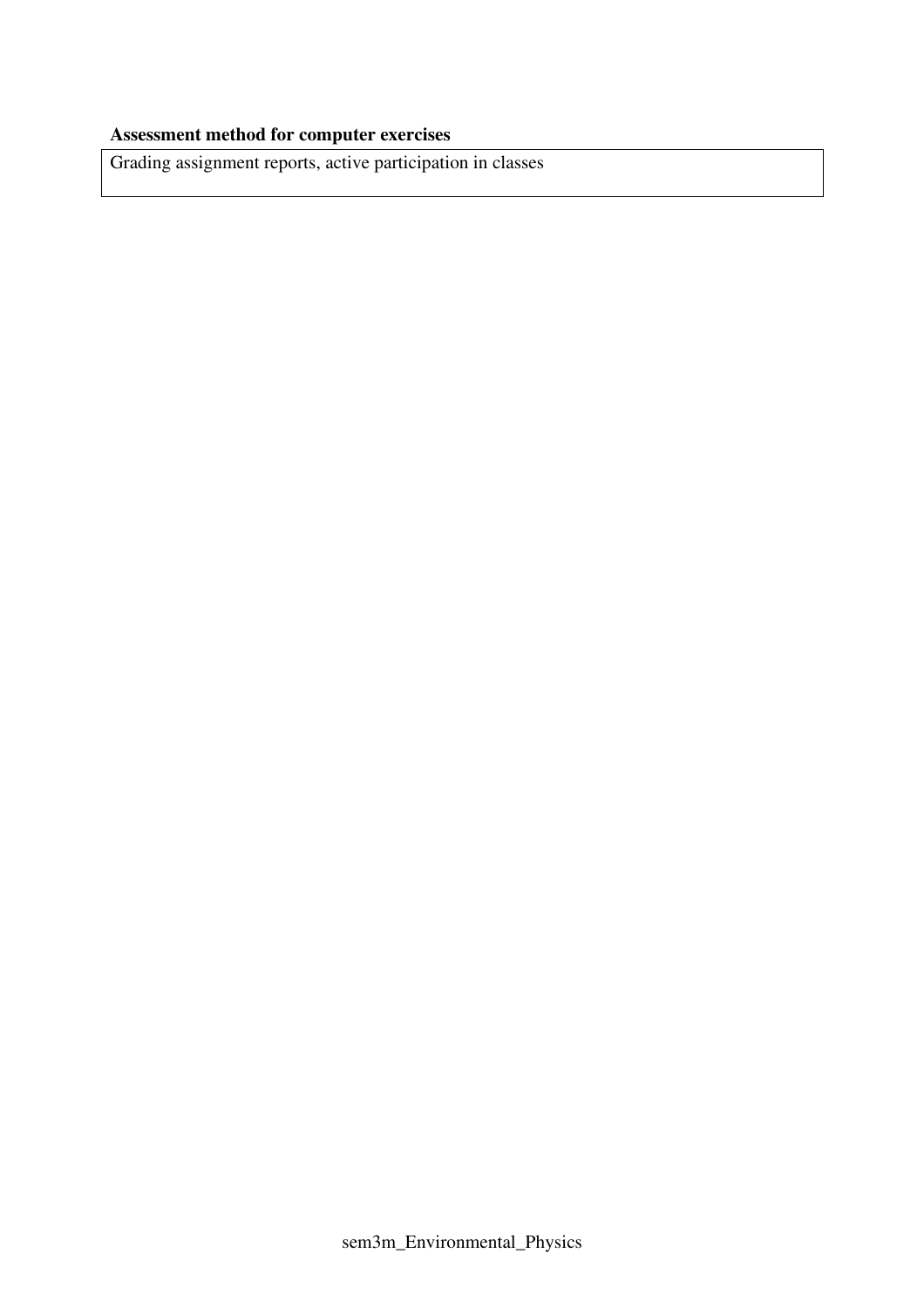**Assessment method for computer exercises**

| |
|---|
| Grading assignment reports, active participation in classes |